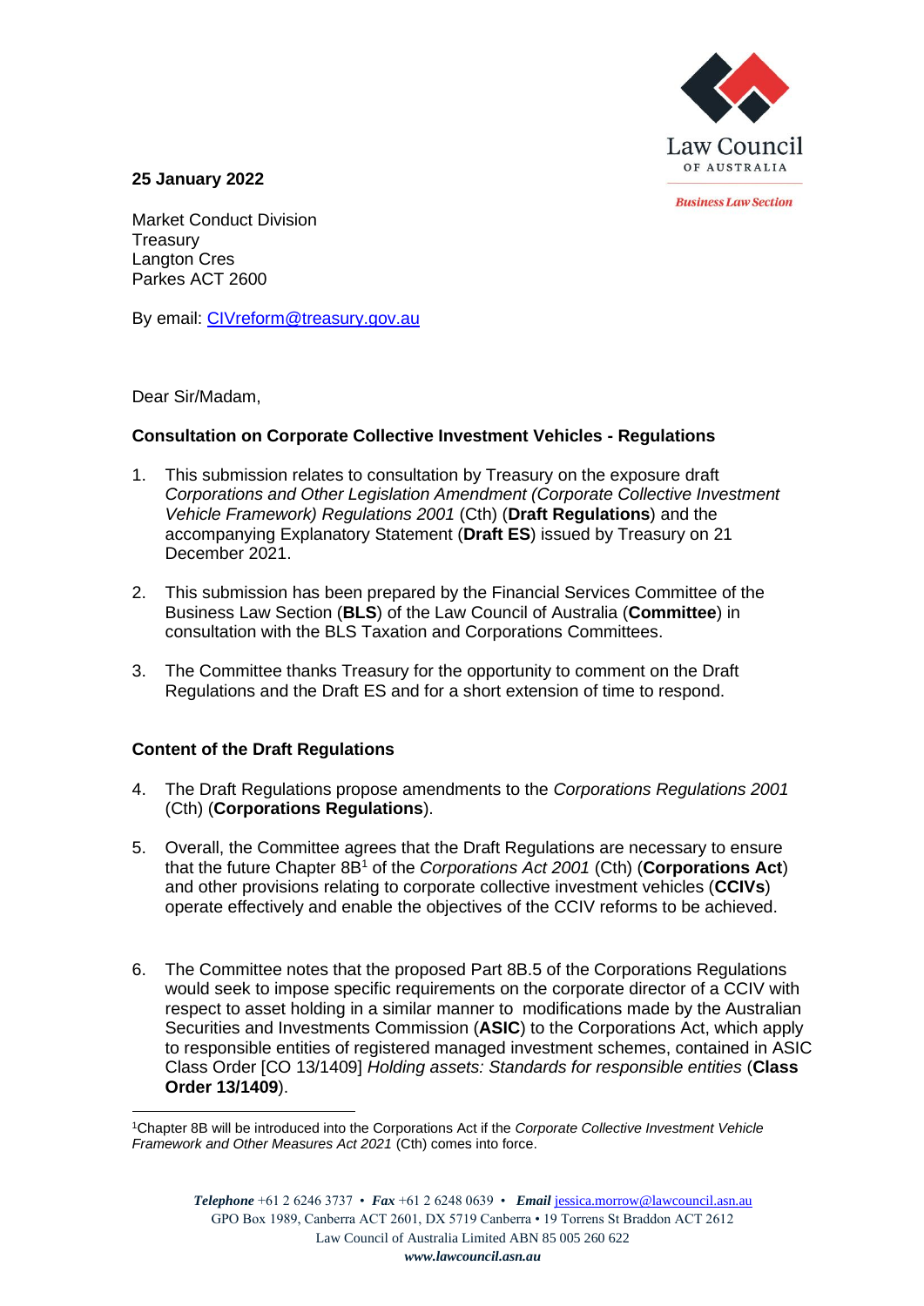Law Council OF AUSTRALIA

*Business Law Section*

**25 January 2022**

Market Conduct Division
Treasury
Langton Cres
Parkes ACT 2600

By email: [CIVreform@treasury.gov.au](mailto:CIVreform@treasury.gov.au)

Dear Sir/Madam,

**Consultation on Corporate Collective Investment Vehicles - Regulations**

1. This submission relates to consultation by Treasury on the exposure draft *Corporations and Other Legislation Amendment (Corporate Collective Investment Vehicle Framework) Regulations 2001* (Cth) (**Draft Regulations**) and the accompanying Explanatory Statement (**Draft ES**) issued by Treasury on 21 December 2021.

2. This submission has been prepared by the Financial Services Committee of the Business Law Section (**BLS**) of the Law Council of Australia (**Committee**) in consultation with the BLS Taxation and Corporations Committees.

3. The Committee thanks Treasury for the opportunity to comment on the Draft Regulations and the Draft ES and for a short extension of time to respond.

**Content of the Draft Regulations**

4. The Draft Regulations propose amendments to the *Corporations Regulations 2001* (Cth) (**Corporations Regulations**).

5. Overall, the Committee agrees that the Draft Regulations are necessary to ensure that the future Chapter 8B[1] of the *Corporations Act 2001* (Cth) (**Corporations Act**) and other provisions relating to corporate collective investment vehicles (**CCIVs**) operate effectively and enable the objectives of the CCIV reforms to be achieved.

6. The Committee notes that the proposed Part 8B.5 of the Corporations Regulations would seek to impose specific requirements on the corporate director of a CCIV with respect to asset holding in a similar manner to modifications made by the Australian Securities and Investments Commission (**ASIC**) to the Corporations Act, which apply to responsible entities of registered managed investment schemes, contained in ASIC Class Order [CO 13/1409] *Holding assets: Standards for responsible entities* (**Class Order 13/1409**).

[1] Chapter 8B will be introduced into the Corporations Act if the *Corporate Collective Investment Vehicle Framework and Other Measures Act 2021* (Cth) comes into force.

*Telephone* +61 2 6246 3737 • *Fax* +61 2 6248 0639 • *Email* [jessica.morrow@lawcouncil.asn.au](mailto:jessica.morrow@lawcouncil.asn.au)
GPO Box 1989, Canberra ACT 2601, DX 5719 Canberra • 19 Torrens St Braddon ACT 2612
Law Council of Australia Limited ABN 85 005 260 622
*www.lawcouncil.asn.au*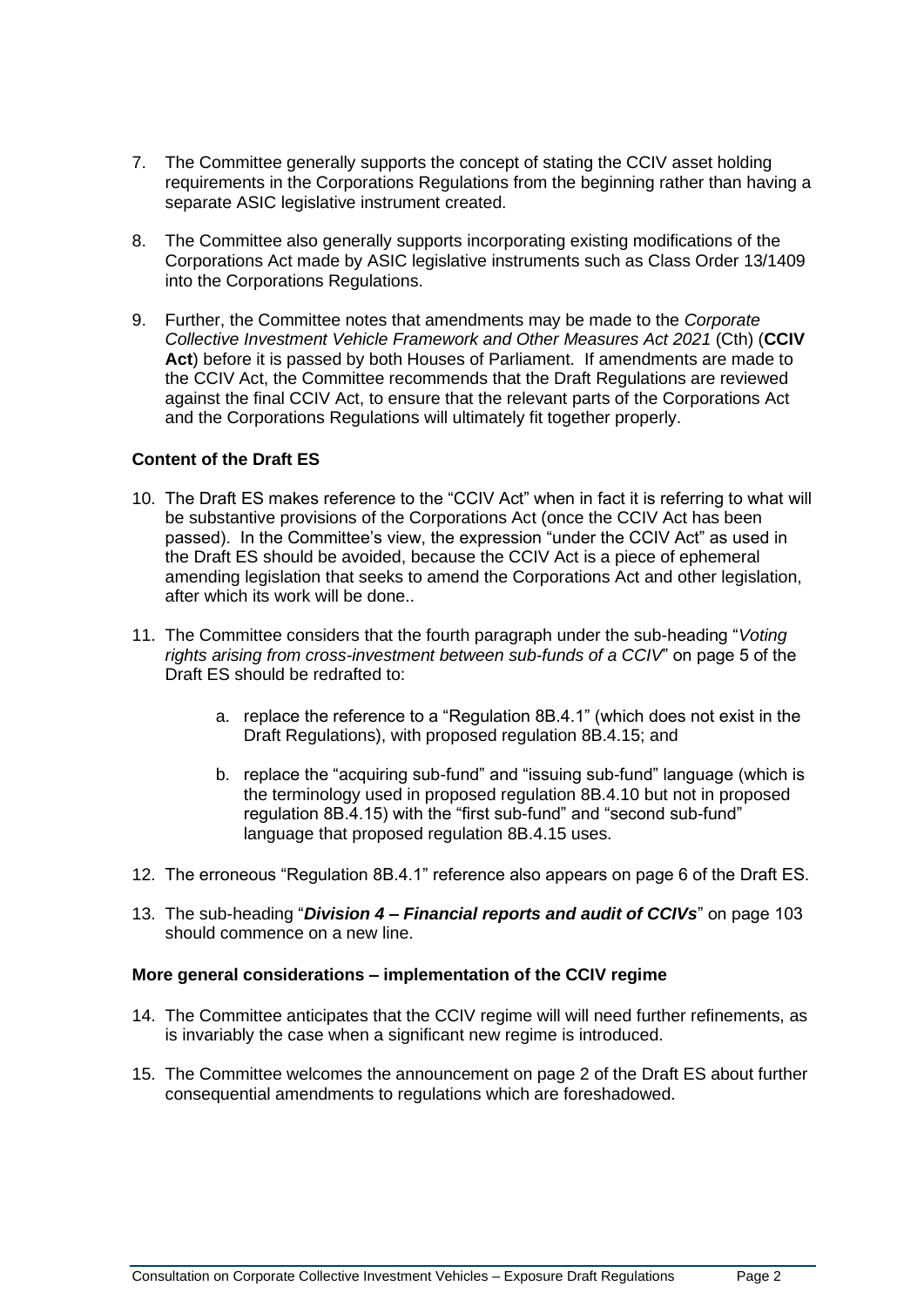7. The Committee generally supports the concept of stating the CCIV asset holding requirements in the Corporations Regulations from the beginning rather than having a separate ASIC legislative instrument created.

8. The Committee also generally supports incorporating existing modifications of the Corporations Act made by ASIC legislative instruments such as Class Order 13/1409 into the Corporations Regulations.

9. Further, the Committee notes that amendments may be made to the *Corporate Collective Investment Vehicle Framework and Other Measures Act 2021* (Cth) (**CCIV Act**) before it is passed by both Houses of Parliament. If amendments are made to the CCIV Act, the Committee recommends that the Draft Regulations are reviewed against the final CCIV Act, to ensure that the relevant parts of the Corporations Act and the Corporations Regulations will ultimately fit together properly.

**Content of the Draft ES**

10. The Draft ES makes reference to the "CCIV Act" when in fact it is referring to what will be substantive provisions of the Corporations Act (once the CCIV Act has been passed). In the Committee's view, the expression "under the CCIV Act" as used in the Draft ES should be avoided, because the CCIV Act is a piece of ephemeral amending legislation that seeks to amend the Corporations Act and other legislation, after which its work will be done..

11. The Committee considers that the fourth paragraph under the sub-heading "*Voting rights arising from cross-investment between sub-funds of a CCIV*" on page 5 of the Draft ES should be redrafted to:

    a. replace the reference to a "Regulation 8B.4.1" (which does not exist in the Draft Regulations), with proposed regulation 8B.4.15; and

    b. replace the "acquiring sub-fund" and "issuing sub-fund" language (which is the terminology used in proposed regulation 8B.4.10 but not in proposed regulation 8B.4.15) with the "first sub-fund" and "second sub-fund" language that proposed regulation 8B.4.15 uses.

12. The erroneous "Regulation 8B.4.1" reference also appears on page 6 of the Draft ES.

13. The sub-heading "***Division 4 – Financial reports and audit of CCIVs***" on page 103 should commence on a new line.

**More general considerations – implementation of the CCIV regime**

14. The Committee anticipates that the CCIV regime will will need further refinements, as is invariably the case when a significant new regime is introduced.

15. The Committee welcomes the announcement on page 2 of the Draft ES about further consequential amendments to regulations which are foreshadowed.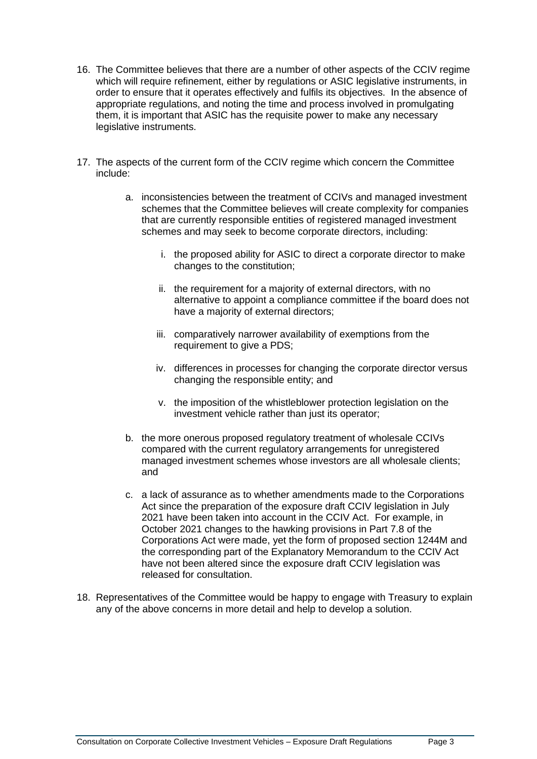16. The Committee believes that there are a number of other aspects of the CCIV regime which will require refinement, either by regulations or ASIC legislative instruments, in order to ensure that it operates effectively and fulfils its objectives. In the absence of appropriate regulations, and noting the time and process involved in promulgating them, it is important that ASIC has the requisite power to make any necessary legislative instruments.

17. The aspects of the current form of the CCIV regime which concern the Committee include:

    a. inconsistencies between the treatment of CCIVs and managed investment schemes that the Committee believes will create complexity for companies that are currently responsible entities of registered managed investment schemes and may seek to become corporate directors, including:

        i. the proposed ability for ASIC to direct a corporate director to make changes to the constitution;

        ii. the requirement for a majority of external directors, with no alternative to appoint a compliance committee if the board does not have a majority of external directors;

        iii. comparatively narrower availability of exemptions from the requirement to give a PDS;

        iv. differences in processes for changing the corporate director versus changing the responsible entity; and

        v. the imposition of the whistleblower protection legislation on the investment vehicle rather than just its operator;

    b. the more onerous proposed regulatory treatment of wholesale CCIVs compared with the current regulatory arrangements for unregistered managed investment schemes whose investors are all wholesale clients; and

    c. a lack of assurance as to whether amendments made to the Corporations Act since the preparation of the exposure draft CCIV legislation in July 2021 have been taken into account in the CCIV Act. For example, in October 2021 changes to the hawking provisions in Part 7.8 of the Corporations Act were made, yet the form of proposed section 1244M and the corresponding part of the Explanatory Memorandum to the CCIV Act have not been altered since the exposure draft CCIV legislation was released for consultation.

18. Representatives of the Committee would be happy to engage with Treasury to explain any of the above concerns in more detail and help to develop a solution.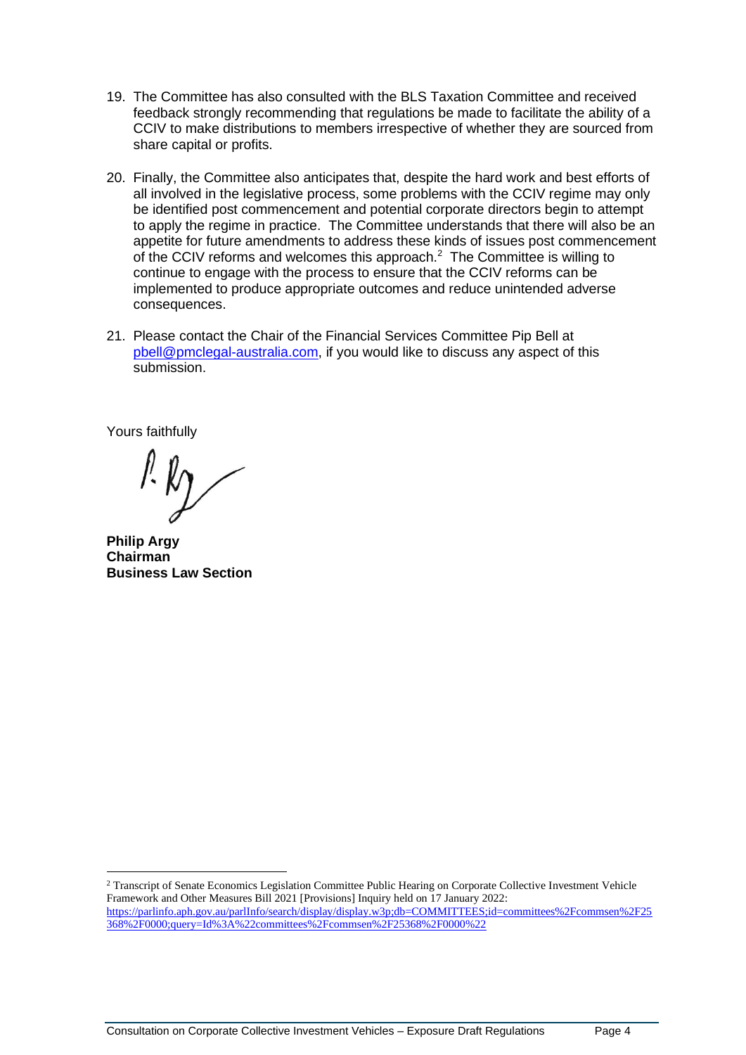19. The Committee has also consulted with the BLS Taxation Committee and received feedback strongly recommending that regulations be made to facilitate the ability of a CCIV to make distributions to members irrespective of whether they are sourced from share capital or profits.

20. Finally, the Committee also anticipates that, despite the hard work and best efforts of all involved in the legislative process, some problems with the CCIV regime may only be identified post commencement and potential corporate directors begin to attempt to apply the regime in practice. The Committee understands that there will also be an appetite for future amendments to address these kinds of issues post commencement of the CCIV reforms and welcomes this approach.[2] The Committee is willing to continue to engage with the process to ensure that the CCIV reforms can be implemented to produce appropriate outcomes and reduce unintended adverse consequences.

21. Please contact the Chair of the Financial Services Committee Pip Bell at pbell@pmclegal-australia.com, if you would like to discuss any aspect of this submission.

Yours faithfully

**Philip Argy**
**Chairman**
**Business Law Section**

---

[2] Transcript of Senate Economics Legislation Committee Public Hearing on Corporate Collective Investment Vehicle Framework and Other Measures Bill 2021 [Provisions] Inquiry held on 17 January 2022: https://parlinfo.aph.gov.au/parlInfo/search/display/display.w3p;db=COMMITTEES;id=committees%2Fcommsen%2F25368%2F0000;query=Id%3A%22committees%2Fcommsen%2F25368%2F0000%22